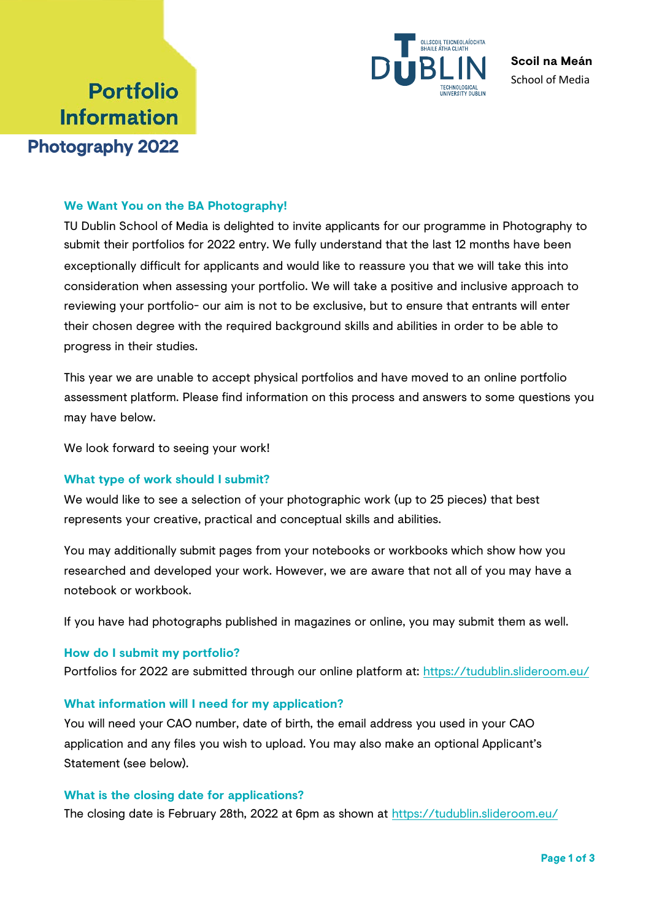# Portfolio Information

## Photography 2022

**Scoil na Meán**
School of Media

### We Want You on the BA Photography!

TU Dublin School of Media is delighted to invite applicants for our programme in Photography to submit their portfolios for 2022 entry. We fully understand that the last 12 months have been exceptionally difficult for applicants and would like to reassure you that we will take this into consideration when assessing your portfolio. We will take a positive and inclusive approach to reviewing your portfolio- our aim is not to be exclusive, but to ensure that entrants will enter their chosen degree with the required background skills and abilities in order to be able to progress in their studies.

This year we are unable to accept physical portfolios and have moved to an online portfolio assessment platform. Please find information on this process and answers to some questions you may have below.

We look forward to seeing your work!

### What type of work should I submit?

We would like to see a selection of your photographic work (up to 25 pieces) that best represents your creative, practical and conceptual skills and abilities.

You may additionally submit pages from your notebooks or workbooks which show how you researched and developed your work. However, we are aware that not all of you may have a notebook or workbook.

If you have had photographs published in magazines or online, you may submit them as well.

### How do I submit my portfolio?

Portfolios for 2022 are submitted through our online platform at: [https://tudublin.slideroom.eu/](https://tudublin.slideroom.eu/)

### What information will I need for my application?

You will need your CAO number, date of birth, the email address you used in your CAO application and any files you wish to upload. You may also make an optional Applicant's Statement (see below).

### What is the closing date for applications?

The closing date is February 28th, 2022 at 6pm as shown at [https://tudublin.slideroom.eu/](https://tudublin.slideroom.eu/)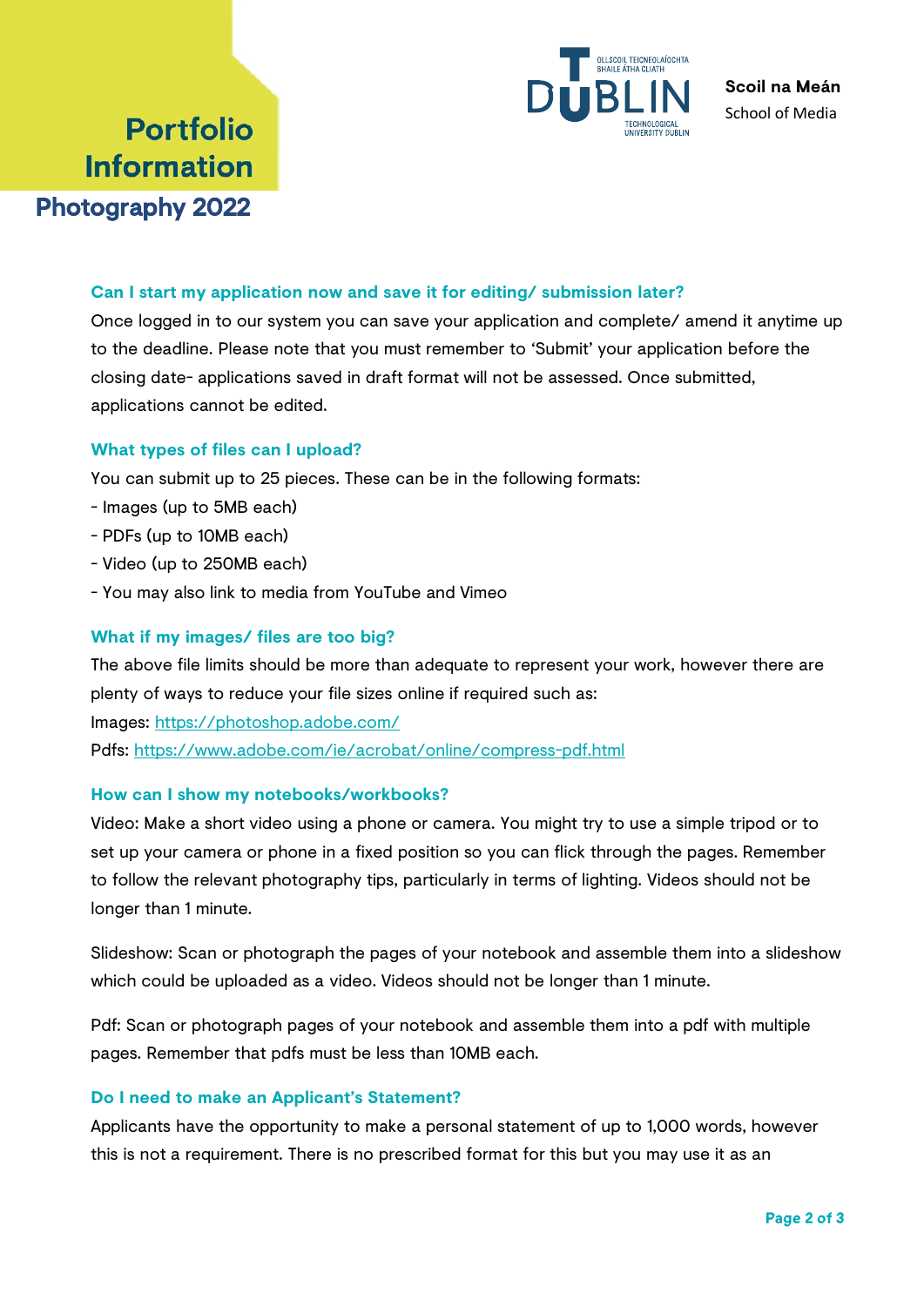# Portfolio Information

## Photography 2022

Scoil na Meán
School of Media

### Can I start my application now and save it for editing/ submission later?

Once logged in to our system you can save your application and complete/ amend it anytime up to the deadline. Please note that you must remember to 'Submit' your application before the closing date- applications saved in draft format will not be assessed. Once submitted, applications cannot be edited.

### What types of files can I upload?

You can submit up to 25 pieces. These can be in the following formats:

- Images (up to 5MB each)
- PDFs (up to 10MB each)
- Video (up to 250MB each)
- You may also link to media from YouTube and Vimeo

### What if my images/ files are too big?

The above file limits should be more than adequate to represent your work, however there are plenty of ways to reduce your file sizes online if required such as:

Images: https://photoshop.adobe.com/

Pdfs: https://www.adobe.com/ie/acrobat/online/compress-pdf.html

### How can I show my notebooks/workbooks?

Video: Make a short video using a phone or camera. You might try to use a simple tripod or to set up your camera or phone in a fixed position so you can flick through the pages. Remember to follow the relevant photography tips, particularly in terms of lighting. Videos should not be longer than 1 minute.

Slideshow: Scan or photograph the pages of your notebook and assemble them into a slideshow which could be uploaded as a video. Videos should not be longer than 1 minute.

Pdf: Scan or photograph pages of your notebook and assemble them into a pdf with multiple pages. Remember that pdfs must be less than 10MB each.

### Do I need to make an Applicant's Statement?

Applicants have the opportunity to make a personal statement of up to 1,000 words, however this is not a requirement. There is no prescribed format for this but you may use it as an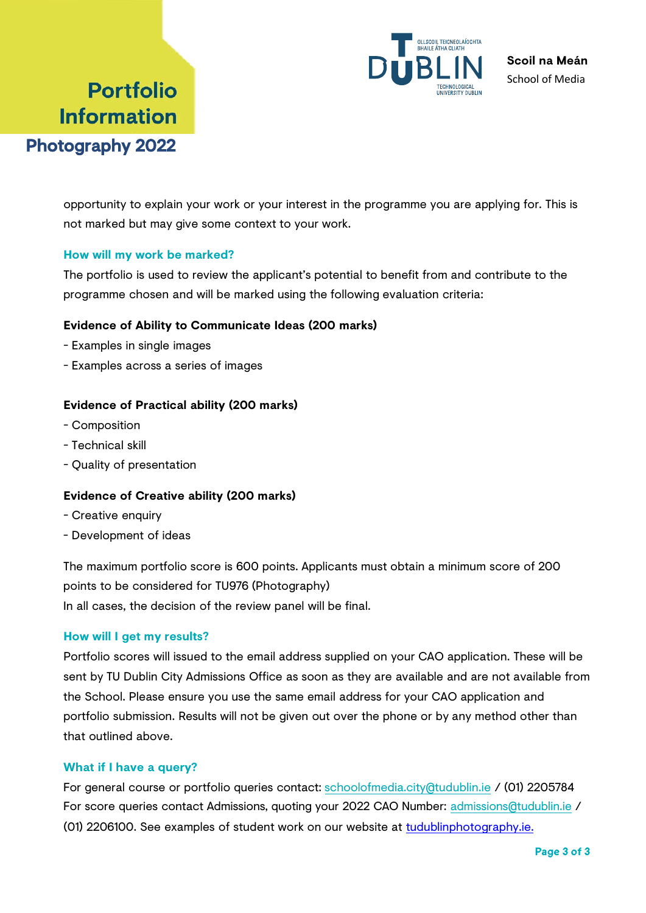opportunity to explain your work or your interest in the programme you are applying for. This is not marked but may give some context to your work.

### How will my work be marked?

The portfolio is used to review the applicant's potential to benefit from and contribute to the programme chosen and will be marked using the following evaluation criteria:

**Evidence of Ability to Communicate Ideas (200 marks)**

- Examples in single images
- Examples across a series of images

**Evidence of Practical ability (200 marks)**

- Composition
- Technical skill
- Quality of presentation

**Evidence of Creative ability (200 marks)**

- Creative enquiry
- Development of ideas

The maximum portfolio score is 600 points. Applicants must obtain a minimum score of 200 points to be considered for TU976 (Photography)
In all cases, the decision of the review panel will be final.

### How will I get my results?

Portfolio scores will issued to the email address supplied on your CAO application. These will be sent by TU Dublin City Admissions Office as soon as they are available and are not available from the School. Please ensure you use the same email address for your CAO application and portfolio submission. Results will not be given out over the phone or by any method other than that outlined above.

### What if I have a query?

For general course or portfolio queries contact: schoolofmedia.city@tudublin.ie / (01) 2205784
For score queries contact Admissions, quoting your 2022 CAO Number: admissions@tudublin.ie / (01) 2206100. See examples of student work on our website at tudublinphotography.ie.